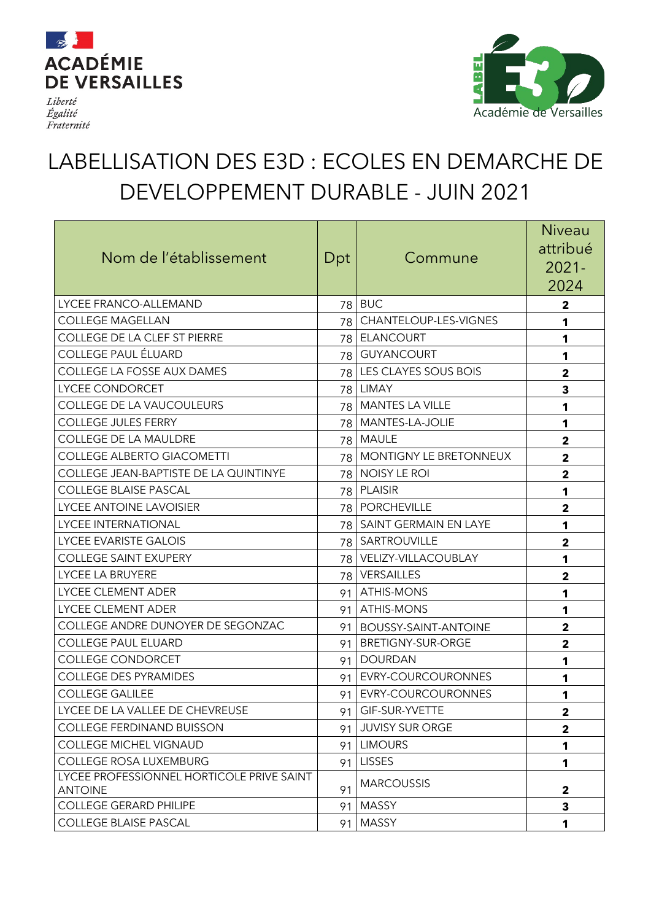ACADÉMIE DE VERSAILLES

*Liberté*
*Égalité*
*Fraternité*

LABEL E3D Académie de Versailles

# LABELLISATION DES E3D : ECOLES EN DEMARCHE DE DEVELOPPEMENT DURABLE - JUIN 2021

| Nom de l'établissement | Dpt | Commune | Niveau attribué 2021-2024 |
|---|---|---|---|
| LYCEE FRANCO-ALLEMAND | 78 | BUC | 2 |
| COLLEGE MAGELLAN | 78 | CHANTELOUP-LES-VIGNES | 1 |
| COLLEGE DE LA CLEF ST PIERRE | 78 | ELANCOURT | 1 |
| COLLEGE PAUL ÉLUARD | 78 | GUYANCOURT | 1 |
| COLLEGE LA FOSSE AUX DAMES | 78 | LES CLAYES SOUS BOIS | 2 |
| LYCEE CONDORCET | 78 | LIMAY | 3 |
| COLLEGE DE LA VAUCOULEURS | 78 | MANTES LA VILLE | 1 |
| COLLEGE JULES FERRY | 78 | MANTES-LA-JOLIE | 1 |
| COLLEGE DE LA MAULDRE | 78 | MAULE | 2 |
| COLLEGE ALBERTO GIACOMETTI | 78 | MONTIGNY LE BRETONNEUX | 2 |
| COLLEGE JEAN-BAPTISTE DE LA QUINTINYE | 78 | NOISY LE ROI | 2 |
| COLLEGE BLAISE PASCAL | 78 | PLAISIR | 1 |
| LYCEE ANTOINE LAVOISIER | 78 | PORCHEVILLE | 2 |
| LYCEE INTERNATIONAL | 78 | SAINT GERMAIN EN LAYE | 1 |
| LYCEE EVARISTE GALOIS | 78 | SARTROUVILLE | 2 |
| COLLEGE SAINT EXUPERY | 78 | VELIZY-VILLACOUBLAY | 1 |
| LYCEE LA BRUYERE | 78 | VERSAILLES | 2 |
| LYCEE CLEMENT ADER | 91 | ATHIS-MONS | 1 |
| LYCEE CLEMENT ADER | 91 | ATHIS-MONS | 1 |
| COLLEGE ANDRE DUNOYER DE SEGONZAC | 91 | BOUSSY-SAINT-ANTOINE | 2 |
| COLLEGE PAUL ELUARD | 91 | BRETIGNY-SUR-ORGE | 2 |
| COLLEGE CONDORCET | 91 | DOURDAN | 1 |
| COLLEGE DES PYRAMIDES | 91 | EVRY-COURCOURONNES | 1 |
| COLLEGE GALILEE | 91 | EVRY-COURCOURONNES | 1 |
| LYCEE DE LA VALLEE DE CHEVREUSE | 91 | GIF-SUR-YVETTE | 2 |
| COLLEGE FERDINAND BUISSON | 91 | JUVISY SUR ORGE | 2 |
| COLLEGE MICHEL VIGNAUD | 91 | LIMOURS | 1 |
| COLLEGE ROSA LUXEMBURG | 91 | LISSES | 1 |
| LYCEE PROFESSIONNEL HORTICOLE PRIVE SAINT ANTOINE | 91 | MARCOUSSIS | 2 |
| COLLEGE GERARD PHILIPE | 91 | MASSY | 3 |
| COLLEGE BLAISE PASCAL | 91 | MASSY | 1 |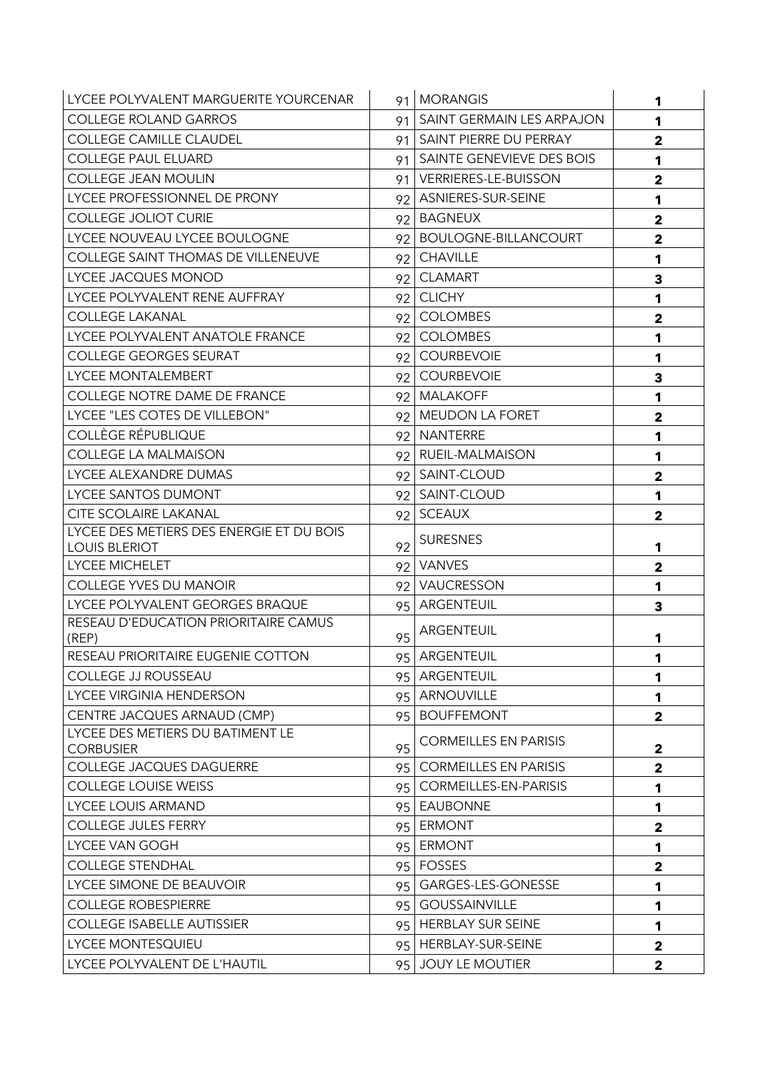| | | | |
|---|---|---|---|
| LYCEE POLYVALENT MARGUERITE YOURCENAR | 91 | MORANGIS | **1** |
| COLLEGE ROLAND GARROS | 91 | SAINT GERMAIN LES ARPAJON | **1** |
| COLLEGE CAMILLE CLAUDEL | 91 | SAINT PIERRE DU PERRAY | **2** |
| COLLEGE PAUL ELUARD | 91 | SAINTE GENEVIEVE DES BOIS | **1** |
| COLLEGE JEAN MOULIN | 91 | VERRIERES-LE-BUISSON | **2** |
| LYCEE PROFESSIONNEL DE PRONY | 92 | ASNIERES-SUR-SEINE | **1** |
| COLLEGE JOLIOT CURIE | 92 | BAGNEUX | **2** |
| LYCEE NOUVEAU LYCEE BOULOGNE | 92 | BOULOGNE-BILLANCOURT | **2** |
| COLLEGE SAINT THOMAS DE VILLENEUVE | 92 | CHAVILLE | **1** |
| LYCEE JACQUES MONOD | 92 | CLAMART | **3** |
| LYCEE POLYVALENT RENE AUFFRAY | 92 | CLICHY | **1** |
| COLLEGE LAKANAL | 92 | COLOMBES | **2** |
| LYCEE POLYVALENT ANATOLE FRANCE | 92 | COLOMBES | **1** |
| COLLEGE GEORGES SEURAT | 92 | COURBEVOIE | **1** |
| LYCEE MONTALEMBERT | 92 | COURBEVOIE | **3** |
| COLLEGE NOTRE DAME DE FRANCE | 92 | MALAKOFF | **1** |
| LYCEE "LES COTES DE VILLEBON" | 92 | MEUDON LA FORET | **2** |
| COLLÈGE RÉPUBLIQUE | 92 | NANTERRE | **1** |
| COLLEGE LA MALMAISON | 92 | RUEIL-MALMAISON | **1** |
| LYCEE ALEXANDRE DUMAS | 92 | SAINT-CLOUD | **2** |
| LYCEE SANTOS DUMONT | 92 | SAINT-CLOUD | **1** |
| CITE SCOLAIRE LAKANAL | 92 | SCEAUX | **2** |
| LYCEE DES METIERS DES ENERGIE ET DU BOIS LOUIS BLERIOT | 92 | SURESNES | **1** |
| LYCEE MICHELET | 92 | VANVES | **2** |
| COLLEGE YVES DU MANOIR | 92 | VAUCRESSON | **1** |
| LYCEE POLYVALENT GEORGES BRAQUE | 95 | ARGENTEUIL | **3** |
| RESEAU D'EDUCATION PRIORITAIRE CAMUS (REP) | 95 | ARGENTEUIL | **1** |
| RESEAU PRIORITAIRE EUGENIE COTTON | 95 | ARGENTEUIL | **1** |
| COLLEGE JJ ROUSSEAU | 95 | ARGENTEUIL | **1** |
| LYCEE VIRGINIA HENDERSON | 95 | ARNOUVILLE | **1** |
| CENTRE JACQUES ARNAUD (CMP) | 95 | BOUFFEMONT | **2** |
| LYCEE DES METIERS DU BATIMENT LE CORBUSIER | 95 | CORMEILLES EN PARISIS | **2** |
| COLLEGE JACQUES DAGUERRE | 95 | CORMEILLES EN PARISIS | **2** |
| COLLEGE LOUISE WEISS | 95 | CORMEILLES-EN-PARISIS | **1** |
| LYCEE LOUIS ARMAND | 95 | EAUBONNE | **1** |
| COLLEGE JULES FERRY | 95 | ERMONT | **2** |
| LYCEE VAN GOGH | 95 | ERMONT | **1** |
| COLLEGE STENDHAL | 95 | FOSSES | **2** |
| LYCEE SIMONE DE BEAUVOIR | 95 | GARGES-LES-GONESSE | **1** |
| COLLEGE ROBESPIERRE | 95 | GOUSSAINVILLE | **1** |
| COLLEGE ISABELLE AUTISSIER | 95 | HERBLAY SUR SEINE | **1** |
| LYCEE MONTESQUIEU | 95 | HERBLAY-SUR-SEINE | **2** |
| LYCEE POLYVALENT DE L'HAUTIL | 95 | JOUY LE MOUTIER | **2** |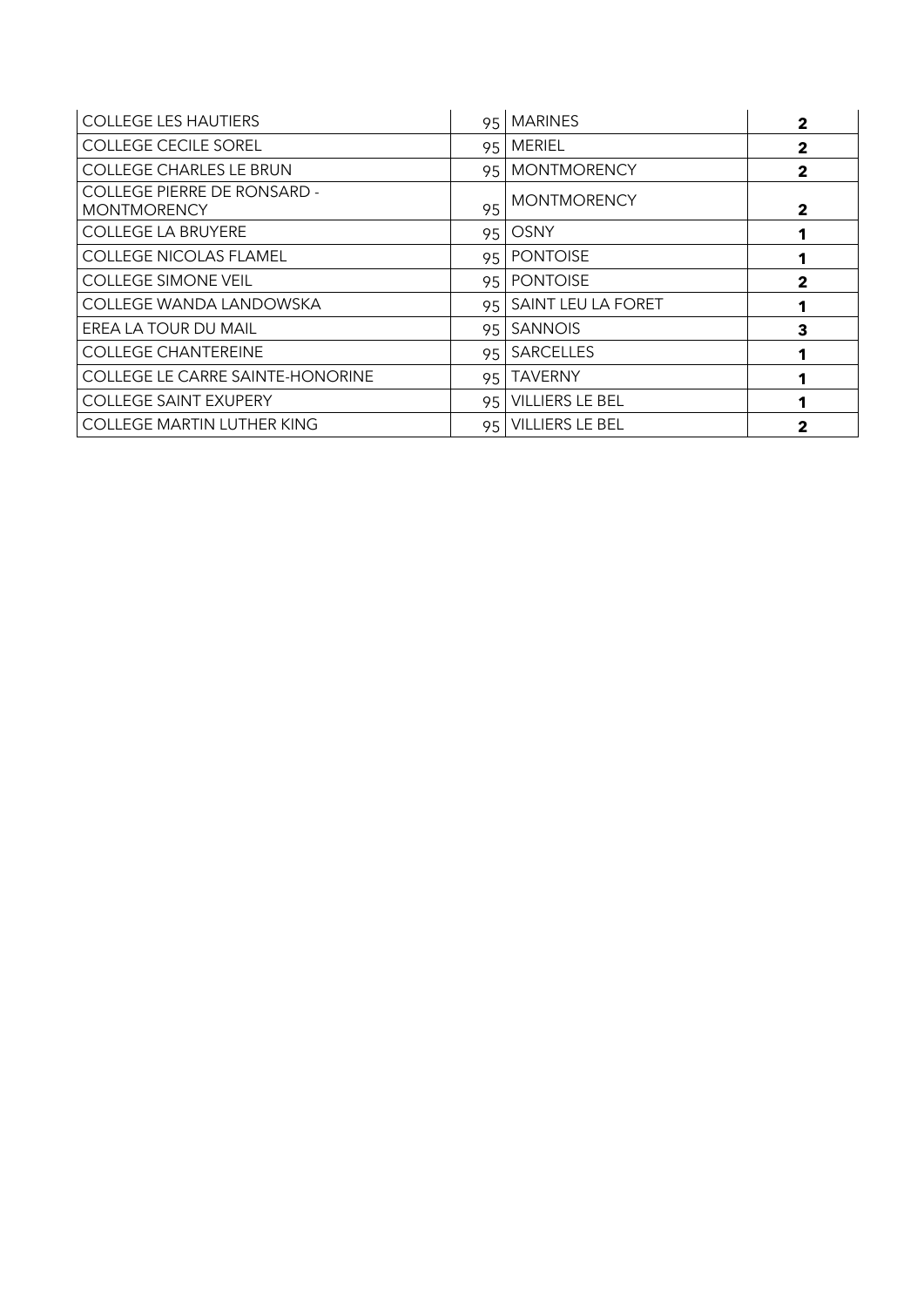| | | | |
|---|---|---|---|
| COLLEGE LES HAUTIERS | 95 | MARINES | **2** |
| COLLEGE CECILE SOREL | 95 | MERIEL | **2** |
| COLLEGE CHARLES LE BRUN | 95 | MONTMORENCY | **2** |
| COLLEGE PIERRE DE RONSARD - MONTMORENCY | 95 | MONTMORENCY | **2** |
| COLLEGE LA BRUYERE | 95 | OSNY | **1** |
| COLLEGE NICOLAS FLAMEL | 95 | PONTOISE | **1** |
| COLLEGE SIMONE VEIL | 95 | PONTOISE | **2** |
| COLLEGE WANDA LANDOWSKA | 95 | SAINT LEU LA FORET | **1** |
| EREA LA TOUR DU MAIL | 95 | SANNOIS | **3** |
| COLLEGE CHANTEREINE | 95 | SARCELLES | **1** |
| COLLEGE LE CARRE SAINTE-HONORINE | 95 | TAVERNY | **1** |
| COLLEGE SAINT EXUPERY | 95 | VILLIERS LE BEL | **1** |
| COLLEGE MARTIN LUTHER KING | 95 | VILLIERS LE BEL | **2** |